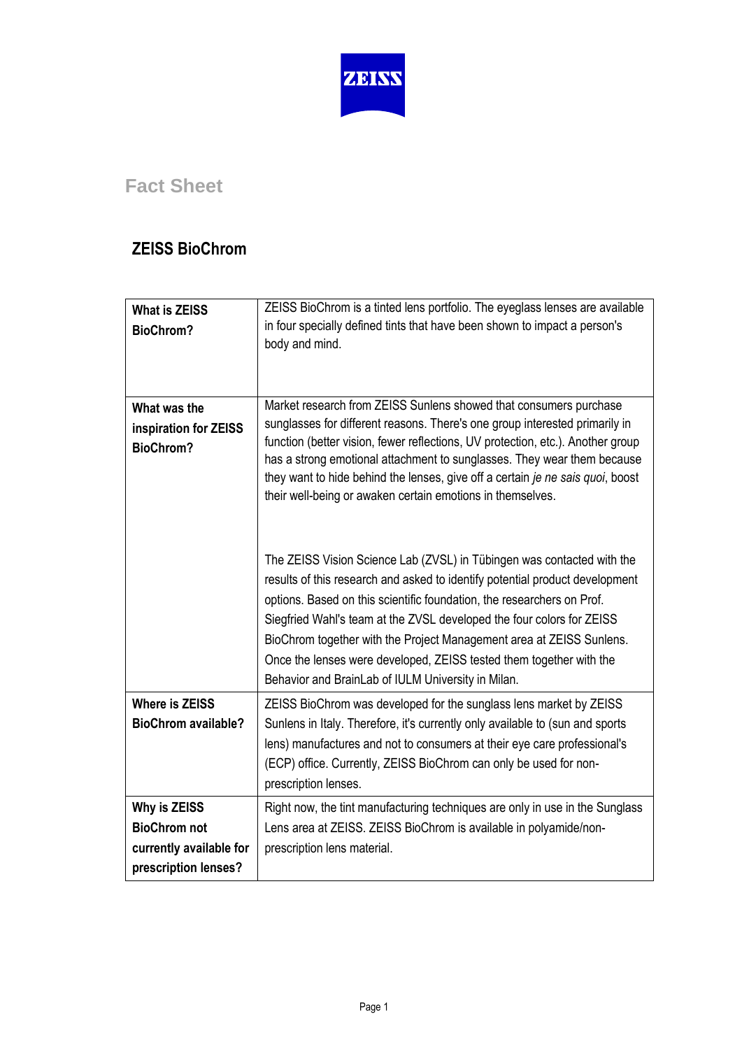## Fact Sheet

# ZEISS BioChrom

| | |
|---|---|
| **What is ZEISS BioChrom?** | ZEISS BioChrom is a tinted lens portfolio. The eyeglass lenses are available in four specially defined tints that have been shown to impact a person's body and mind. |
| **What was the inspiration for ZEISS BioChrom?** | Market research from ZEISS Sunlens showed that consumers purchase sunglasses for different reasons. There's one group interested primarily in function (better vision, fewer reflections, UV protection, etc.). Another group has a strong emotional attachment to sunglasses. They wear them because they want to hide behind the lenses, give off a certain *je ne sais quoi*, boost their well-being or awaken certain emotions in themselves.<br><br>The ZEISS Vision Science Lab (ZVSL) in Tübingen was contacted with the results of this research and asked to identify potential product development options. Based on this scientific foundation, the researchers on Prof. Siegfried Wahl's team at the ZVSL developed the four colors for ZEISS BioChrom together with the Project Management area at ZEISS Sunlens. Once the lenses were developed, ZEISS tested them together with the Behavior and BrainLab of IULM University in Milan. |
| **Where is ZEISS BioChrom available?** | ZEISS BioChrom was developed for the sunglass lens market by ZEISS Sunlens in Italy. Therefore, it's currently only available to (sun and sports lens) manufactures and not to consumers at their eye care professional's (ECP) office. Currently, ZEISS BioChrom can only be used for non-prescription lenses. |
| **Why is ZEISS BioChrom not currently available for prescription lenses?** | Right now, the tint manufacturing techniques are only in use in the Sunglass Lens area at ZEISS. ZEISS BioChrom is available in polyamide/non-prescription lens material. |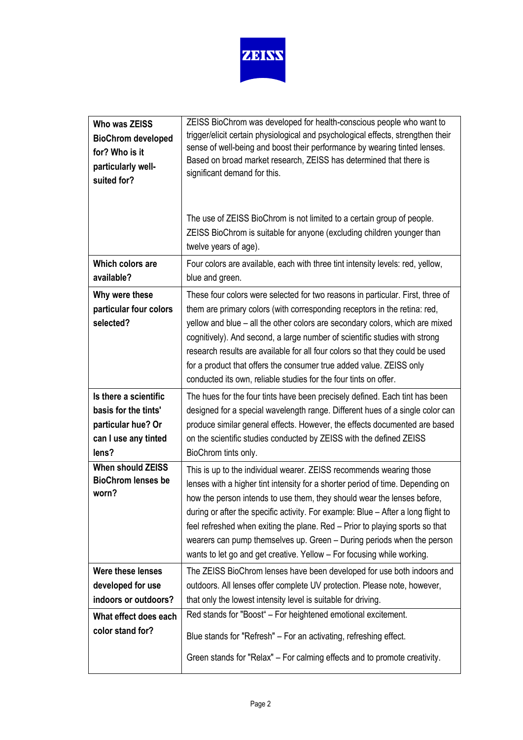| | |
|---|---|
| **Who was ZEISS BioChrom developed for? Who is it particularly well-suited for?** | ZEISS BioChrom was developed for health-conscious people who want to trigger/elicit certain physiological and psychological effects, strengthen their sense of well-being and boost their performance by wearing tinted lenses. Based on broad market research, ZEISS has determined that there is significant demand for this.<br><br>The use of ZEISS BioChrom is not limited to a certain group of people. ZEISS BioChrom is suitable for anyone (excluding children younger than twelve years of age). |
| **Which colors are available?** | Four colors are available, each with three tint intensity levels: red, yellow, blue and green. |
| **Why were these particular four colors selected?** | These four colors were selected for two reasons in particular. First, three of them are primary colors (with corresponding receptors in the retina: red, yellow and blue – all the other colors are secondary colors, which are mixed cognitively). And second, a large number of scientific studies with strong research results are available for all four colors so that they could be used for a product that offers the consumer true added value. ZEISS only conducted its own, reliable studies for the four tints on offer. |
| **Is there a scientific basis for the tints' particular hue? Or can I use any tinted lens?** | The hues for the four tints have been precisely defined. Each tint has been designed for a special wavelength range. Different hues of a single color can produce similar general effects. However, the effects documented are based on the scientific studies conducted by ZEISS with the defined ZEISS BioChrom tints only. |
| **When should ZEISS BioChrom lenses be worn?** | This is up to the individual wearer. ZEISS recommends wearing those lenses with a higher tint intensity for a shorter period of time. Depending on how the person intends to use them, they should wear the lenses before, during or after the specific activity. For example: Blue – After a long flight to feel refreshed when exiting the plane. Red – Prior to playing sports so that wearers can pump themselves up. Green – During periods when the person wants to let go and get creative. Yellow – For focusing while working. |
| **Were these lenses developed for use indoors or outdoors?** | The ZEISS BioChrom lenses have been developed for use both indoors and outdoors. All lenses offer complete UV protection. Please note, however, that only the lowest intensity level is suitable for driving. |
| **What effect does each color stand for?** | Red stands for "Boost" – For heightened emotional excitement.<br><br>Blue stands for "Refresh" – For an activating, refreshing effect.<br><br>Green stands for "Relax" – For calming effects and to promote creativity. |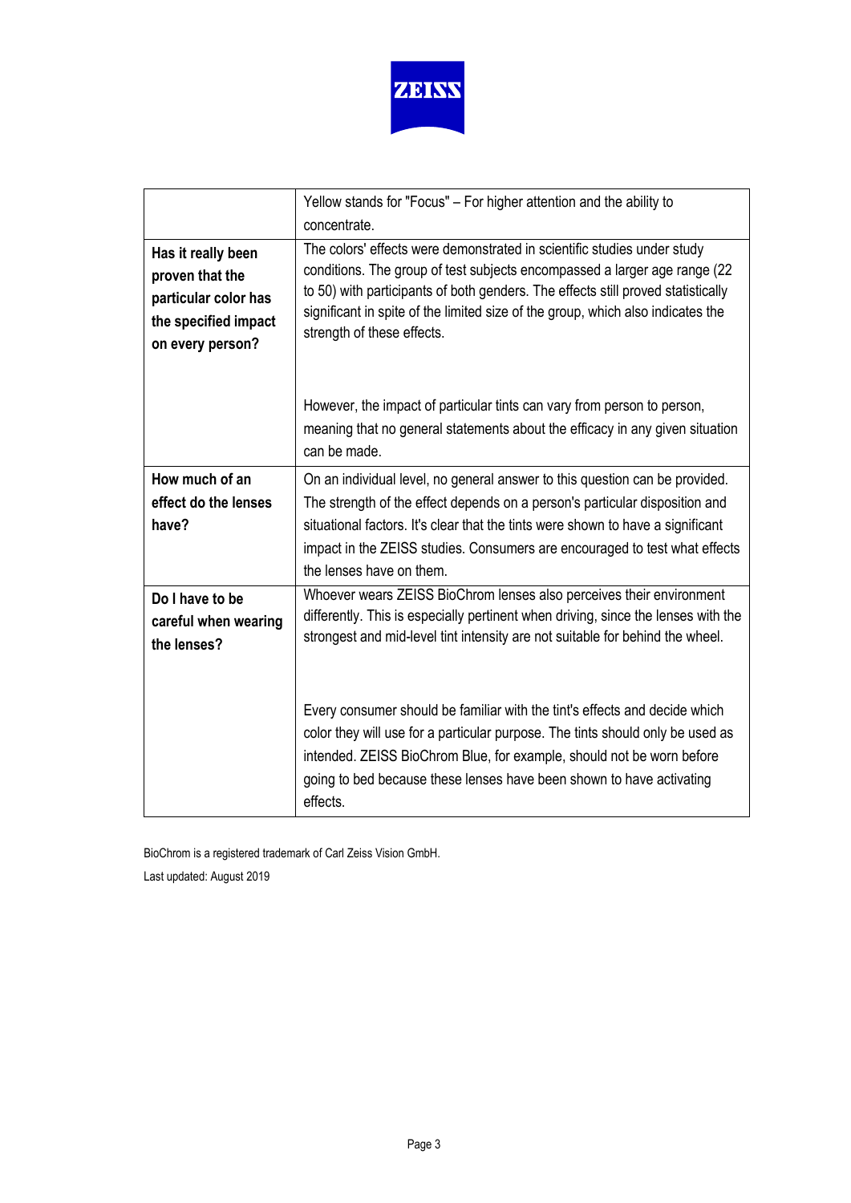| | |
|---|---|
| | Yellow stands for "Focus" – For higher attention and the ability to concentrate. |
| **Has it really been proven that the particular color has the specified impact on every person?** | The colors' effects were demonstrated in scientific studies under study conditions. The group of test subjects encompassed a larger age range (22 to 50) with participants of both genders. The effects still proved statistically significant in spite of the limited size of the group, which also indicates the strength of these effects.<br><br>However, the impact of particular tints can vary from person to person, meaning that no general statements about the efficacy in any given situation can be made. |
| **How much of an effect do the lenses have?** | On an individual level, no general answer to this question can be provided. The strength of the effect depends on a person's particular disposition and situational factors. It's clear that the tints were shown to have a significant impact in the ZEISS studies. Consumers are encouraged to test what effects the lenses have on them. |
| **Do I have to be careful when wearing the lenses?** | Whoever wears ZEISS BioChrom lenses also perceives their environment differently. This is especially pertinent when driving, since the lenses with the strongest and mid-level tint intensity are not suitable for behind the wheel.<br><br>Every consumer should be familiar with the tint's effects and decide which color they will use for a particular purpose. The tints should only be used as intended. ZEISS BioChrom Blue, for example, should not be worn before going to bed because these lenses have been shown to have activating effects. |

BioChrom is a registered trademark of Carl Zeiss Vision GmbH.

Last updated: August 2019